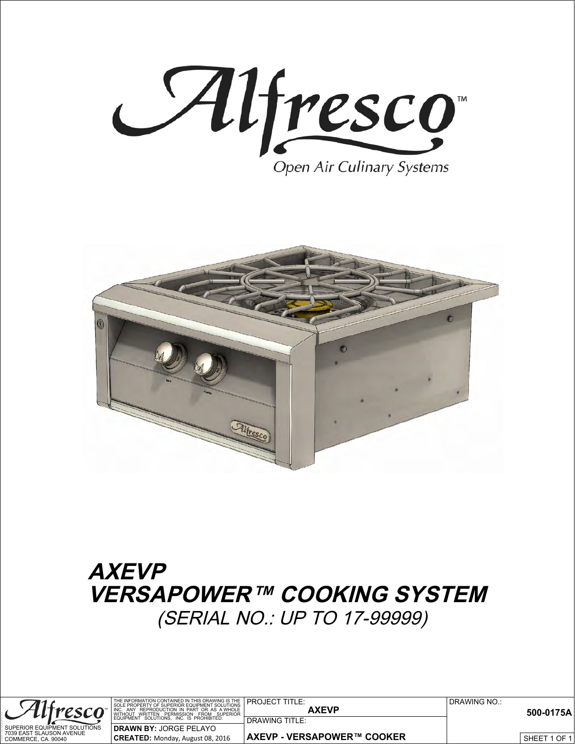# Alfresco™

Open Air Culinary Systems

# AXEVP
# VERSAPOWER™ COOKING SYSTEM

(SERIAL NO.: UP TO 17-99999)

| Alfresco™ SUPERIOR EQUIPMENT SOLUTIONS 7039 EAST SLAUSON AVENUE COMMERCE, CA. 90040 | THE INFORMATION CONTAINED IN THIS DRAWING IS THE SOLE PROPERTY OF SUPERIOR EQUIPMENT SOLUTIONS INC. ANY REPRODUCTION IN PART OR AS A WHOLE WITHOUT WRITTEN PERMISSION FROM SUPERIOR EQUIPMENT SOLUTIONS, INC. IS PROHIBITED. | PROJECT TITLE: AXEVP | DRAWING NO.: 500-0175A |
|---|---|---|---|
| | **DRAWN BY:** JORGE PELAYO | DRAWING TITLE: | |
| | **CREATED:** Monday, August 08, 2016 | **AXEVP - VERSAPOWER™ COOKER** | SHEET 1 OF 1 |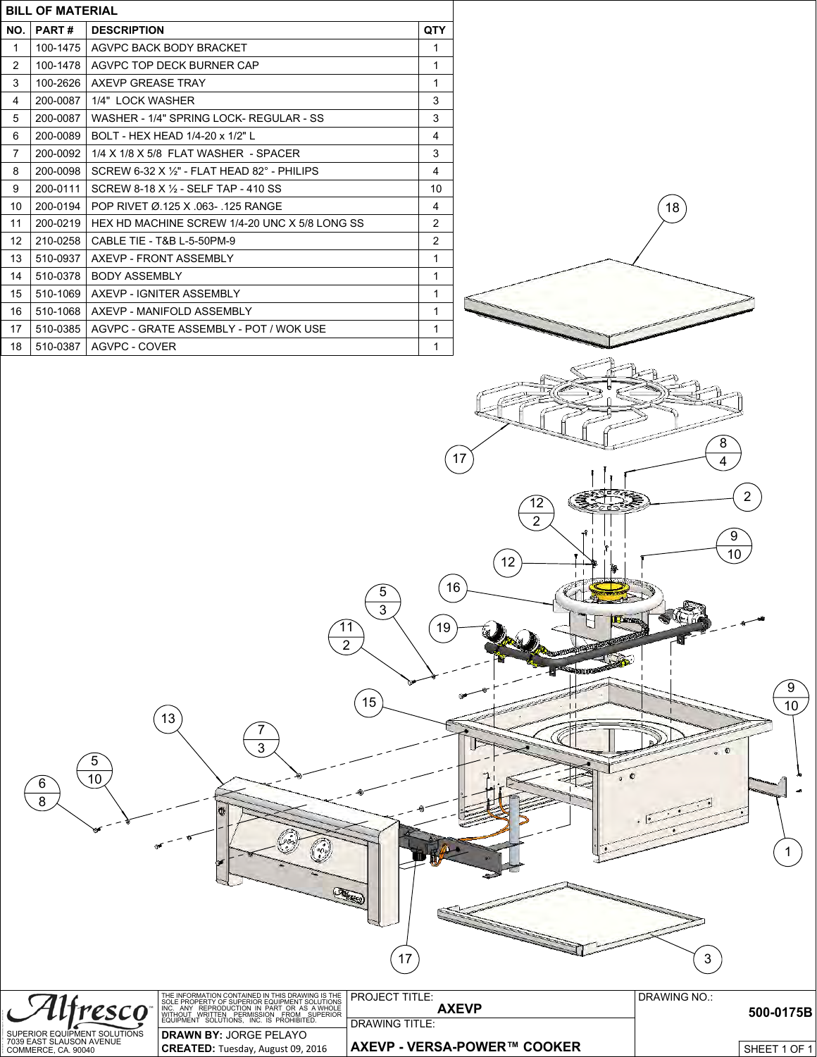## BILL OF MATERIAL

| NO. | PART # | DESCRIPTION | QTY |
|---|---|---|---|
| 1 | 100-1475 | AGVPC BACK BODY BRACKET | 1 |
| 2 | 100-1478 | AGVPC TOP DECK BURNER CAP | 1 |
| 3 | 100-2626 | AXEVP GREASE TRAY | 1 |
| 4 | 200-0087 | 1/4" LOCK WASHER | 3 |
| 5 | 200-0087 | WASHER - 1/4" SPRING LOCK- REGULAR - SS | 3 |
| 6 | 200-0089 | BOLT - HEX HEAD 1/4-20 x 1/2" L | 4 |
| 7 | 200-0092 | 1/4 X 1/8 X 5/8 FLAT WASHER - SPACER | 3 |
| 8 | 200-0098 | SCREW 6-32 X ½" - FLAT HEAD 82° - PHILIPS | 4 |
| 9 | 200-0111 | SCREW 8-18 X ½ - SELF TAP - 410 SS | 10 |
| 10 | 200-0194 | POP RIVET Ø.125 X .063- .125 RANGE | 4 |
| 11 | 200-0219 | HEX HD MACHINE SCREW 1/4-20 UNC X 5/8 LONG SS | 2 |
| 12 | 210-0258 | CABLE TIE - T&B L-5-50PM-9 | 2 |
| 13 | 510-0937 | AXEVP - FRONT ASSEMBLY | 1 |
| 14 | 510-0378 | BODY ASSEMBLY | 1 |
| 15 | 510-1069 | AXEVP - IGNITER ASSEMBLY | 1 |
| 16 | 510-1068 | AXEVP - MANIFOLD ASSEMBLY | 1 |
| 17 | 510-0385 | AGVPC - GRATE ASSEMBLY - POT / WOK USE | 1 |
| 18 | 510-0387 | AGVPC - COVER | 1 |

Alfresco™
SUPERIOR EQUIPMENT SOLUTIONS
7039 EAST SLAUSON AVENUE
COMMERCE, CA. 90040

THE INFORMATION CONTAINED IN THIS DRAWING IS THE SOLE PROPERTY OF SUPERIOR EQUIPMENT SOLUTIONS INC. ANY REPRODUCTION IN PART OR AS A WHOLE WITHOUT WRITTEN PERMISSION FROM SUPERIOR EQUIPMENT SOLUTIONS, INC. IS PROHIBITED.

**DRAWN BY:** JORGE PELAYO
**CREATED:** Tuesday, August 09, 2016

PROJECT TITLE: **AXEVP**

DRAWING TITLE: **AXEVP - VERSA-POWER™ COOKER**

DRAWING NO.: **500-0175B**

SHEET 1 OF 1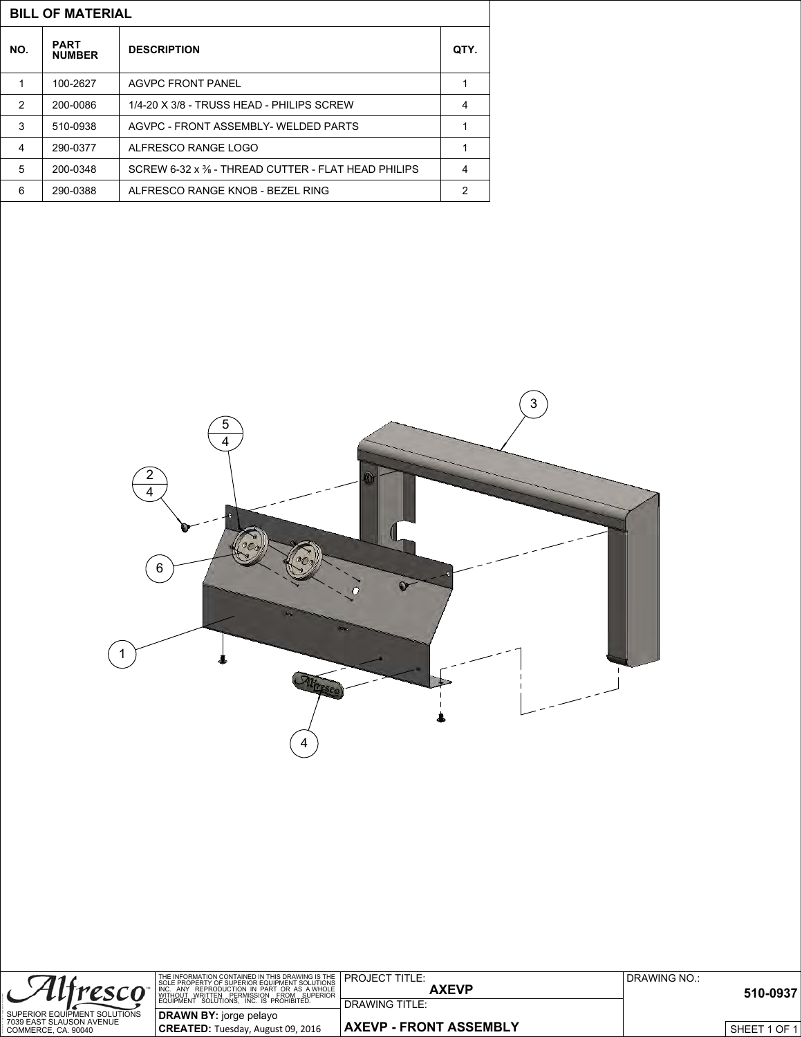## BILL OF MATERIAL

| NO. | PART NUMBER | DESCRIPTION | QTY. |
|---|---|---|---|
| 1 | 100-2627 | AGVPC FRONT PANEL | 1 |
| 2 | 200-0086 | 1/4-20 X 3/8 - TRUSS HEAD - PHILIPS SCREW | 4 |
| 3 | 510-0938 | AGVPC - FRONT ASSEMBLY- WELDED PARTS | 1 |
| 4 | 290-0377 | ALFRESCO RANGE LOGO | 1 |
| 5 | 200-0348 | SCREW 6-32 x ⅜ - THREAD CUTTER - FLAT HEAD PHILIPS | 4 |
| 6 | 290-0388 | ALFRESCO RANGE KNOB - BEZEL RING | 2 |

3

5 / 4

2 / 4

6

1

4

SUPERIOR EQUIPMENT SOLUTIONS
7039 EAST SLAUSON AVENUE
COMMERCE, CA. 90040

THE INFORMATION CONTAINED IN THIS DRAWING IS THE SOLE PROPERTY OF SUPERIOR EQUIPMENT SOLUTIONS INC. ANY REPRODUCTION IN PART OR AS A WHOLE WITHOUT WRITTEN PERMISSION FROM SUPERIOR EQUIPMENT SOLUTIONS, INC. IS PROHIBITED.

**DRAWN BY:** jorge pelayo
**CREATED:** Tuesday, August 09, 2016

PROJECT TITLE: AXEVP

DRAWING TITLE: AXEVP - FRONT ASSEMBLY

DRAWING NO.: 510-0937

SHEET 1 OF 1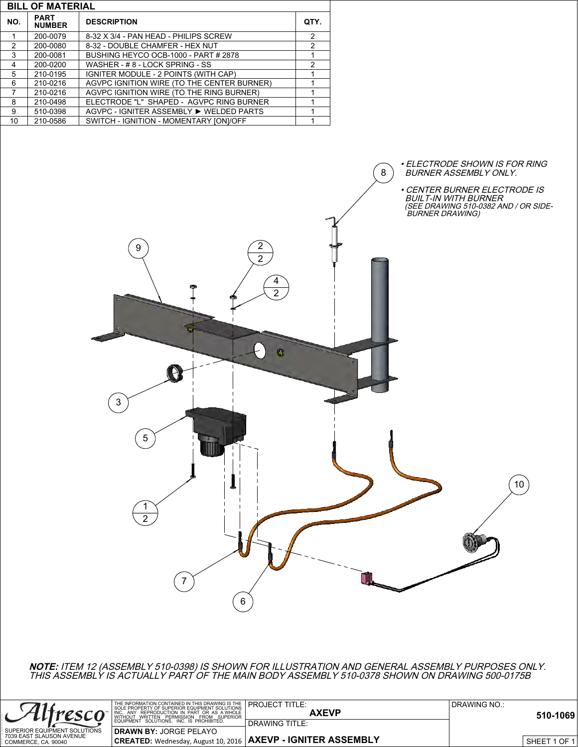## BILL OF MATERIAL

| NO. | PART NUMBER | DESCRIPTION | QTY. |
|---|---|---|---|
| 1 | 200-0079 | 8-32 X 3/4 - PAN HEAD - PHILIPS SCREW | 2 |
| 2 | 200-0080 | 8-32 - DOUBLE CHAMFER - HEX NUT | 2 |
| 3 | 200-0081 | BUSHING HEYCO OCB-1000 - PART # 2878 | 1 |
| 4 | 200-0200 | WASHER - # 8 - LOCK SPRING - SS | 2 |
| 5 | 210-0195 | IGNITER MODULE - 2 POINTS (WITH CAP) | 1 |
| 6 | 210-0216 | AGVPC IGNITION WIRE (TO THE CENTER BURNER) | 1 |
| 7 | 210-0216 | AGVPC IGNITION WIRE (TO THE RING BURNER) | 1 |
| 8 | 210-0498 | ELECTRODE "L" SHAPED - AGVPC RING BURNER | 1 |
| 9 | 510-0398 | AGVPC - IGNITER ASSEMBLY ► WELDED PARTS | 1 |
| 10 | 210-0586 | SWITCH - IGNITION - MOMENTARY [ON]/OFF | 1 |

- *ELECTRODE SHOWN IS FOR RING BURNER ASSEMBLY ONLY.*
- *CENTER BURNER ELECTRODE IS BUILT-IN WITH BURNER (SEE DRAWING 510-0382 AND / OR SIDE-BURNER DRAWING)*

9 &nbsp; 2/2 &nbsp; 4/2 &nbsp; 8 &nbsp; 3 &nbsp; 5 &nbsp; 1/2 &nbsp; 10 &nbsp; 7 &nbsp; 6

***NOTE:*** *ITEM 12 (ASSEMBLY 510-0398) IS SHOWN FOR ILLUSTRATION AND GENERAL ASSEMBLY PURPOSES ONLY. THIS ASSEMBLY IS ACTUALLY PART OF THE MAIN BODY ASSEMBLY 510-0378 SHOWN ON DRAWING 500-0175B*

Alfresco™
SUPERIOR EQUIPMENT SOLUTIONS
7039 EAST SLAUSON AVENUE
COMMERCE, CA. 90040

THE INFORMATION CONTAINED IN THIS DRAWING IS THE SOLE PROPERTY OF SUPERIOR EQUIPMENT SOLUTIONS INC. ANY REPRODUCTION IN PART OR AS A WHOLE WITHOUT WRITTEN PERMISSION FROM SUPERIOR EQUIPMENT SOLUTIONS, INC. IS PROHIBITED.

**DRAWN BY:** JORGE PELAYO
**CREATED:** Wednesday, August 10, 2016

PROJECT TITLE: **AXEVP**
DRAWING TITLE: **AXEVP - IGNITER ASSEMBLY**

DRAWING NO.: **510-1069**
SHEET 1 OF 1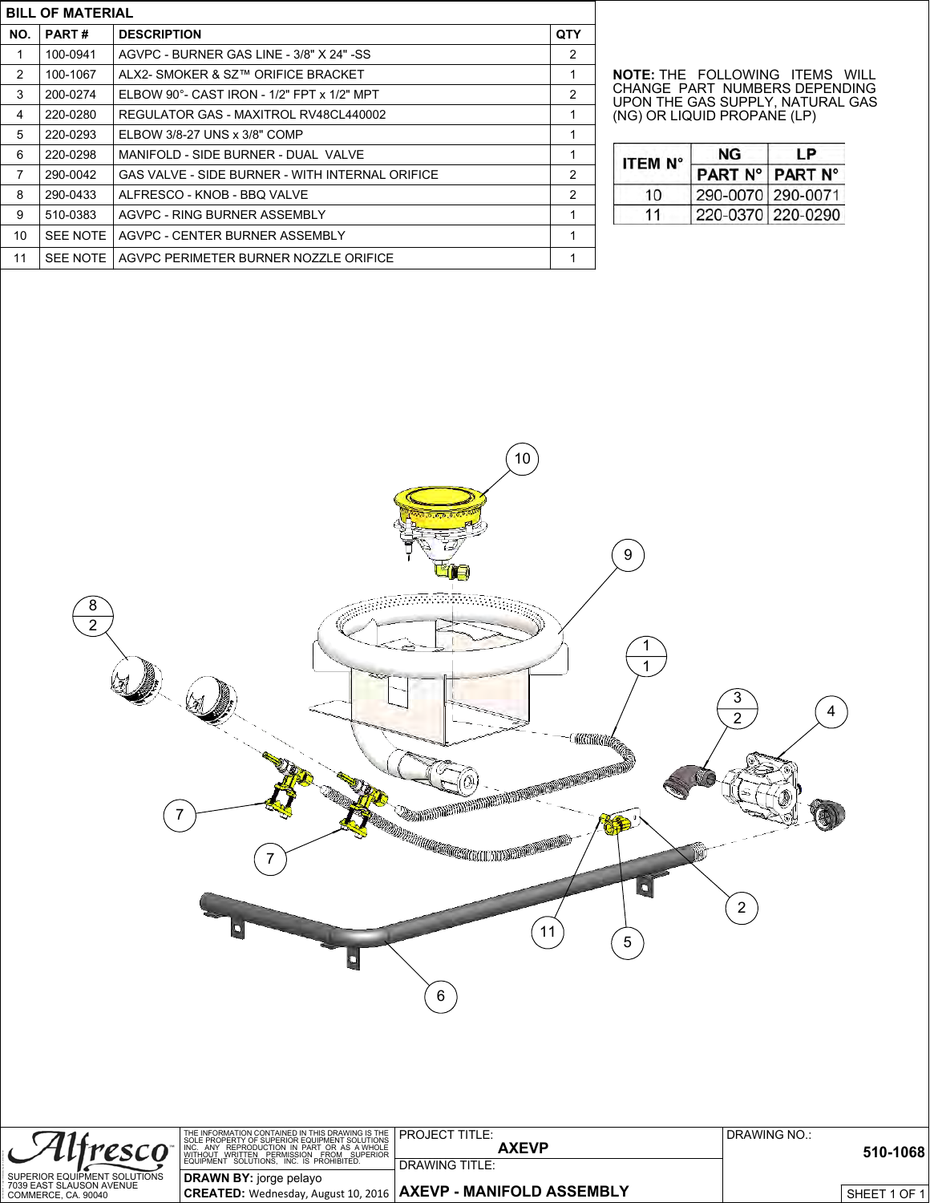## BILL OF MATERIAL

| NO. | PART # | DESCRIPTION | QTY |
|---|---|---|---|
| 1 | 100-0941 | AGVPC - BURNER GAS LINE - 3/8" X 24" -SS | 2 |
| 2 | 100-1067 | ALX2- SMOKER & SZ™ ORIFICE BRACKET | 1 |
| 3 | 200-0274 | ELBOW 90°- CAST IRON - 1/2" FPT x 1/2" MPT | 2 |
| 4 | 220-0280 | REGULATOR GAS - MAXITROL RV48CL440002 | 1 |
| 5 | 220-0293 | ELBOW 3/8-27 UNS x 3/8" COMP | 1 |
| 6 | 220-0298 | MANIFOLD - SIDE BURNER - DUAL VALVE | 1 |
| 7 | 290-0042 | GAS VALVE - SIDE BURNER - WITH INTERNAL ORIFICE | 2 |
| 8 | 290-0433 | ALFRESCO - KNOB - BBQ VALVE | 2 |
| 9 | 510-0383 | AGVPC - RING BURNER ASSEMBLY | 1 |
| 10 | SEE NOTE | AGVPC - CENTER BURNER ASSEMBLY | 1 |
| 11 | SEE NOTE | AGVPC PERIMETER BURNER NOZZLE ORIFICE | 1 |

**NOTE:** THE FOLLOWING ITEMS WILL CHANGE PART NUMBERS DEPENDING UPON THE GAS SUPPLY, NATURAL GAS (NG) OR LIQUID PROPANE (LP)

| ITEM N° | NG | LP |
|---|---|---|
| | PART N° | PART N° |
| 10 | 290-0070 | 290-0071 |
| 11 | 220-0370 | 220-0290 |

10

9

8
2

1
1

3
2

4

7

7

2

11

5

6

Alfresco™

SUPERIOR EQUIPMENT SOLUTIONS
7039 EAST SLAUSON AVENUE
COMMERCE, CA. 90040

THE INFORMATION CONTAINED IN THIS DRAWING IS THE SOLE PROPERTY OF SUPERIOR EQUIPMENT SOLUTIONS INC. ANY REPRODUCTION IN PART OR AS A WHOLE WITHOUT WRITTEN PERMISSION FROM SUPERIOR EQUIPMENT SOLUTIONS, INC. IS PROHIBITED.

**DRAWN BY:** jorge pelayo

**CREATED:** Wednesday, August 10, 2016

PROJECT TITLE: **AXEVP**

DRAWING TITLE: **AXEVP - MANIFOLD ASSEMBLY**

DRAWING NO.: **510-1068**

SHEET 1 OF 1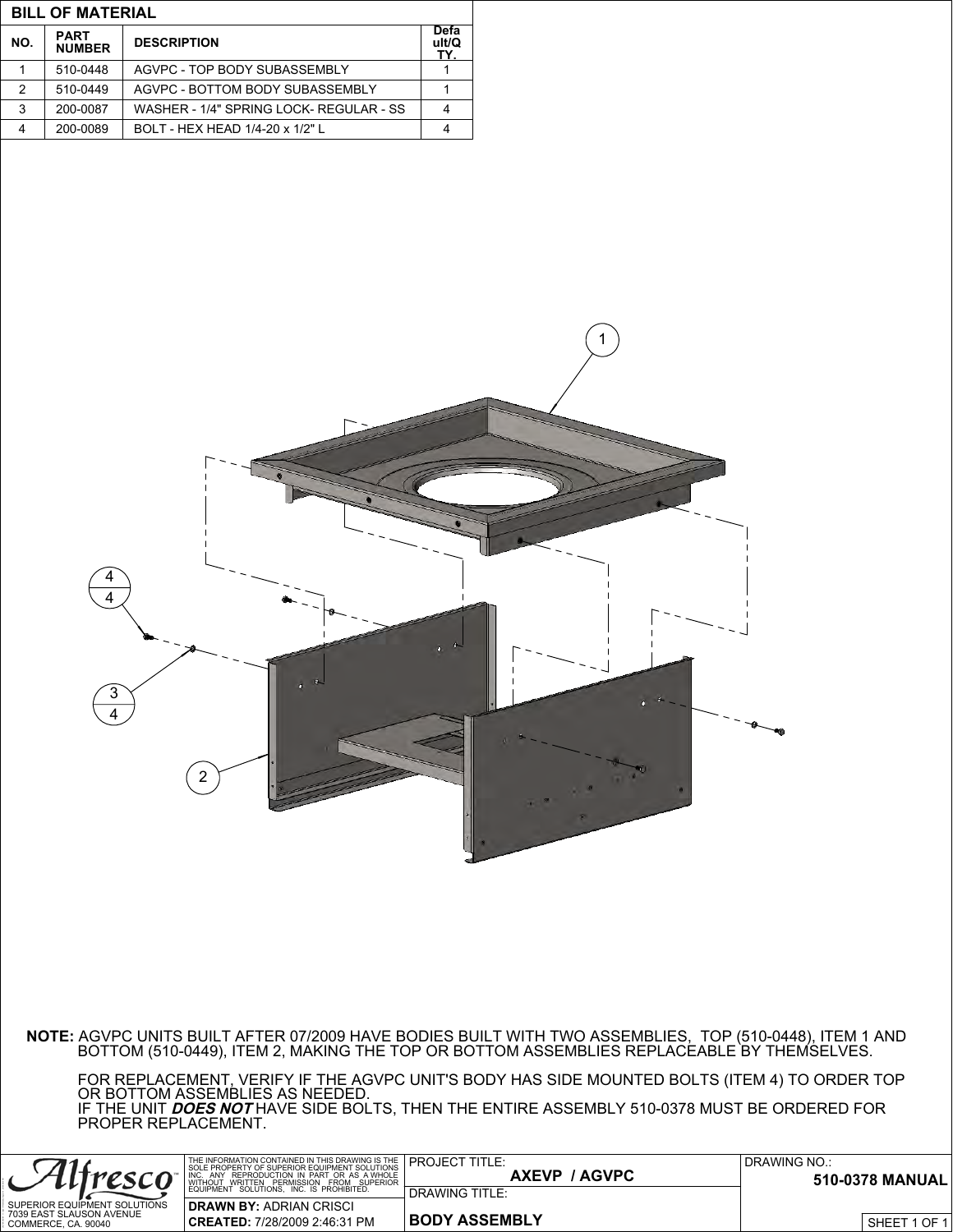## BILL OF MATERIAL

| NO. | PART NUMBER | DESCRIPTION | Default/QTY. |
|---|---|---|---|
| 1 | 510-0448 | AGVPC - TOP BODY SUBASSEMBLY | 1 |
| 2 | 510-0449 | AGVPC - BOTTOM BODY SUBASSEMBLY | 1 |
| 3 | 200-0087 | WASHER - 1/4" SPRING LOCK- REGULAR - SS | 4 |
| 4 | 200-0089 | BOLT - HEX HEAD 1/4-20 x 1/2" L | 4 |

1

4
4

3
4

2

**NOTE:** AGVPC UNITS BUILT AFTER 07/2009 HAVE BODIES BUILT WITH TWO ASSEMBLIES, TOP (510-0448), ITEM 1 AND BOTTOM (510-0449), ITEM 2, MAKING THE TOP OR BOTTOM ASSEMBLIES REPLACEABLE BY THEMSELVES.

FOR REPLACEMENT, VERIFY IF THE AGVPC UNIT'S BODY HAS SIDE MOUNTED BOLTS (ITEM 4) TO ORDER TOP OR BOTTOM ASSEMBLIES AS NEEDED.
IF THE UNIT ***DOES NOT*** HAVE SIDE BOLTS, THEN THE ENTIRE ASSEMBLY 510-0378 MUST BE ORDERED FOR PROPER REPLACEMENT.

Alfresco™
SUPERIOR EQUIPMENT SOLUTIONS
7039 EAST SLAUSON AVENUE
COMMERCE, CA. 90040

THE INFORMATION CONTAINED IN THIS DRAWING IS THE SOLE PROPERTY OF SUPERIOR EQUIPMENT SOLUTIONS INC. ANY REPRODUCTION IN PART OR AS A WHOLE WITHOUT WRITTEN PERMISSION FROM SUPERIOR EQUIPMENT SOLUTIONS, INC. IS PROHIBITED.

**DRAWN BY:** ADRIAN CRISCI
**CREATED:** 7/28/2009 2:46:31 PM

PROJECT TITLE: **AXEVP / AGVPC**

DRAWING TITLE: **BODY ASSEMBLY**

DRAWING NO.: **510-0378 MANUAL**

SHEET 1 OF 1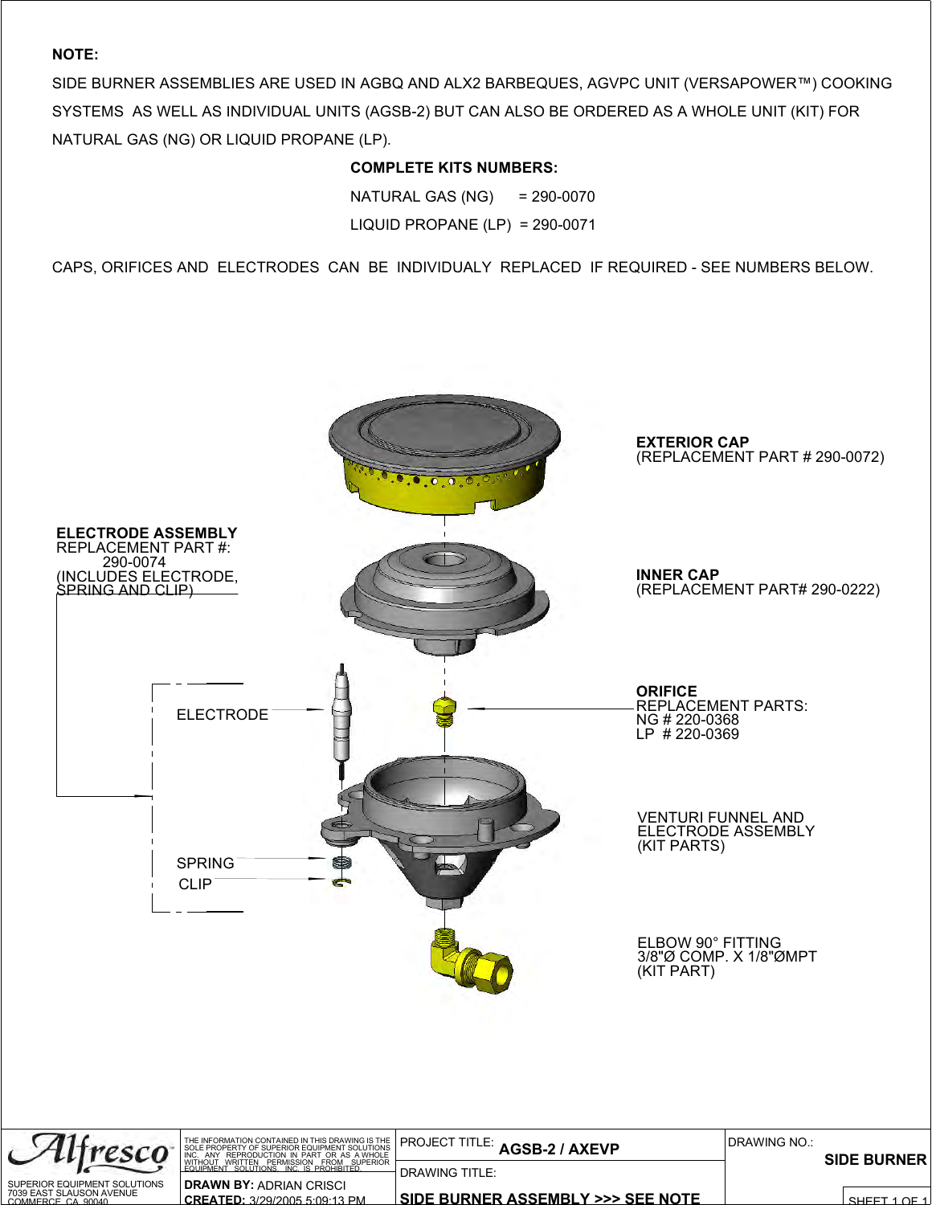**NOTE:**

SIDE BURNER ASSEMBLIES ARE USED IN AGBQ AND ALX2 BARBEQUES, AGVPC UNIT (VERSAPOWER™) COOKING SYSTEMS AS WELL AS INDIVIDUAL UNITS (AGSB-2) BUT CAN ALSO BE ORDERED AS A WHOLE UNIT (KIT) FOR NATURAL GAS (NG) OR LIQUID PROPANE (LP).

**COMPLETE KITS NUMBERS:**

NATURAL GAS (NG) = 290-0070

LIQUID PROPANE (LP) = 290-0071

CAPS, ORIFICES AND ELECTRODES CAN BE INDIVIDUALY REPLACED IF REQUIRED - SEE NUMBERS BELOW.

**EXTERIOR CAP**
(REPLACEMENT PART # 290-0072)

**ELECTRODE ASSEMBLY**
REPLACEMENT PART #:
290-0074
(INCLUDES ELECTRODE, SPRING AND CLIP)

**INNER CAP**
(REPLACEMENT PART# 290-0222)

ELECTRODE

**ORIFICE**
REPLACEMENT PARTS:
NG # 220-0368
LP # 220-0369

VENTURI FUNNEL AND
ELECTRODE ASSEMBLY
(KIT PARTS)

SPRING

CLIP

ELBOW 90° FITTING
3/8"Ø COMP. X 1/8"ØMPT
(KIT PART)

Alfresco
SUPERIOR EQUIPMENT SOLUTIONS
7039 EAST SLAUSON AVENUE
COMMERCE, CA 90040

THE INFORMATION CONTAINED IN THIS DRAWING IS THE SOLE PROPERTY OF SUPERIOR EQUIPMENT SOLUTIONS INC. ANY REPRODUCTION IN PART OR AS A WHOLE WITHOUT WRITTEN PERMISSION FROM SUPERIOR EQUIPMENT SOLUTIONS, INC. IS PROHIBITED.

**DRAWN BY:** ADRIAN CRISCI
**CREATED:** 3/29/2005 5:09:13 PM

PROJECT TITLE: **AGSB-2 / AXEVP**

DRAWING TITLE: **SIDE BURNER ASSEMBLY >>> SEE NOTE**

DRAWING NO.: **SIDE BURNER**

SHEET 1 OF 1